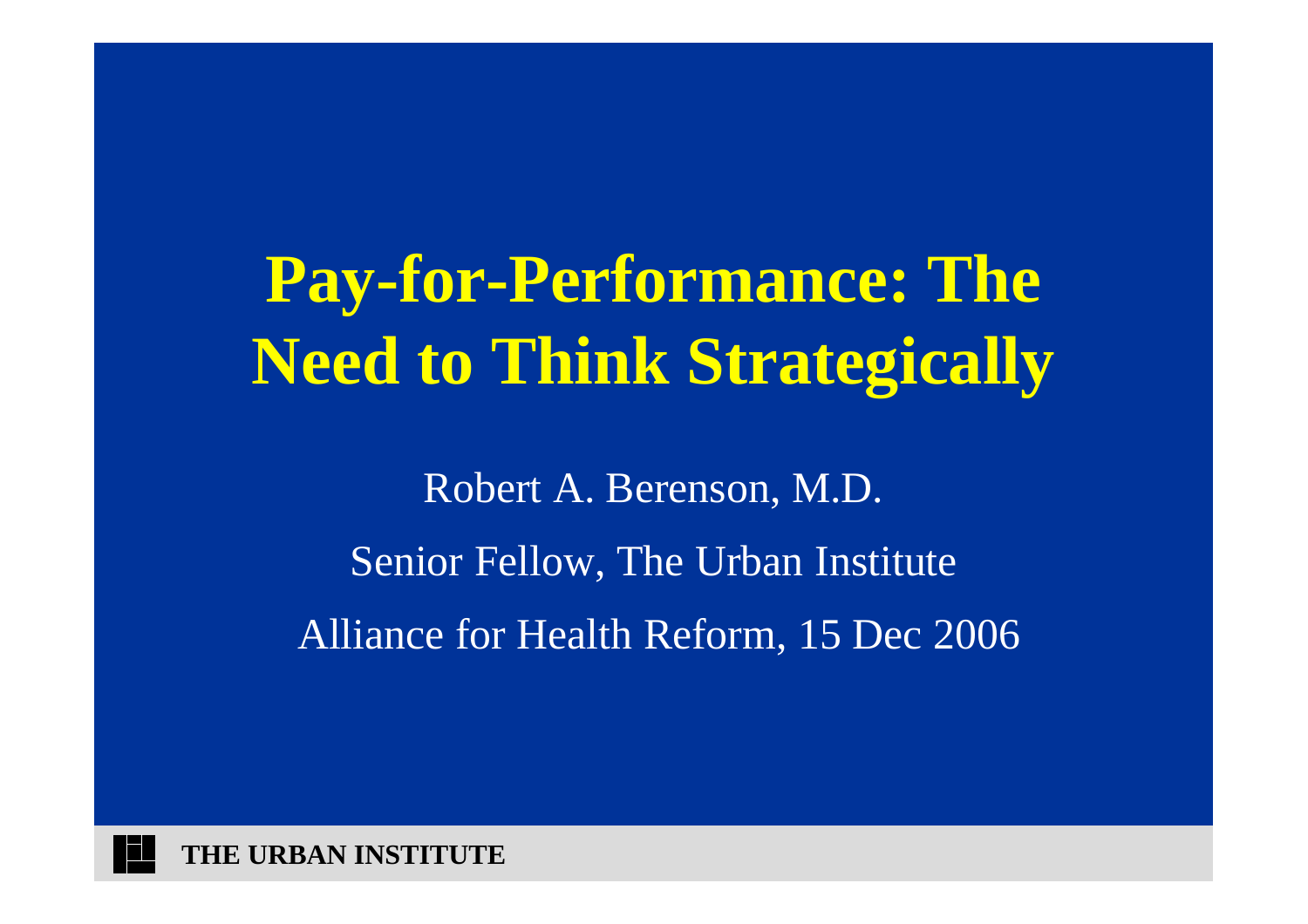# Pay-for-Performance: The Need to Think Strategically

Robert A. Berenson, M.D.

Senior Fellow, The Urban Institute

Alliance for Health Reform, 15 Dec 2006

THE URBAN INSTITUTE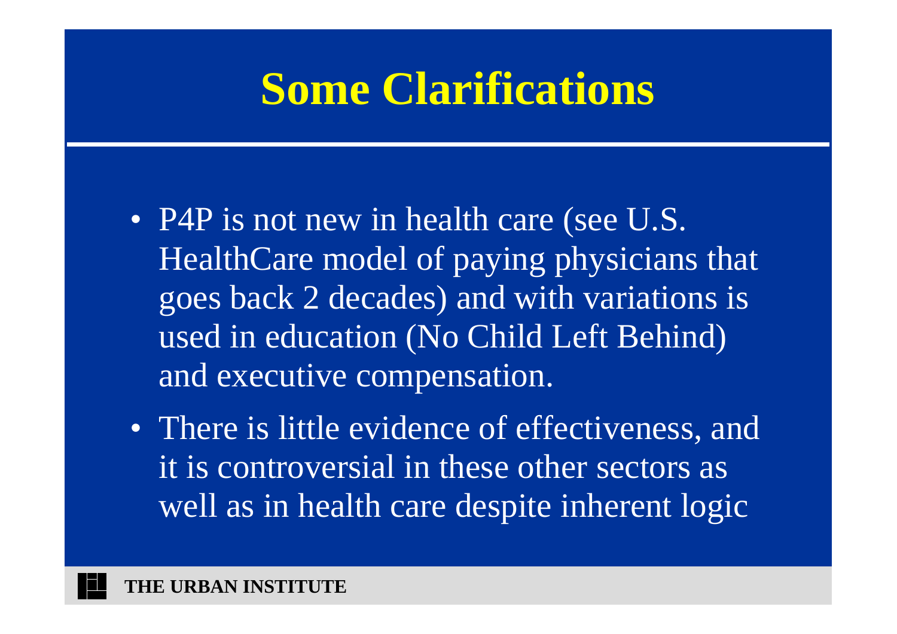# Some Clarifications

- P4P is not new in health care (see U.S. HealthCare model of paying physicians that goes back 2 decades) and with variations is used in education (No Child Left Behind) and executive compensation.
- There is little evidence of effectiveness, and it is controversial in these other sectors as well as in health care despite inherent logic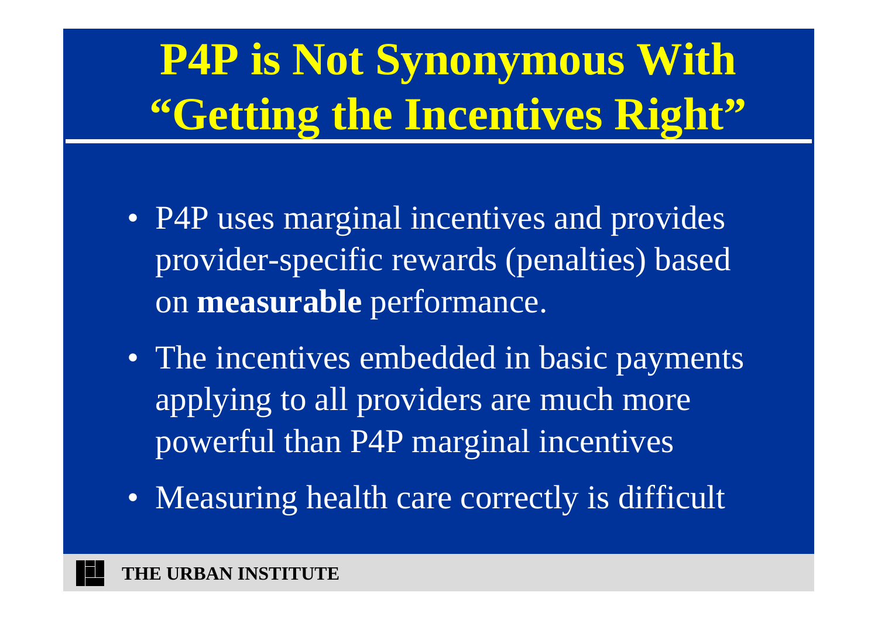# P4P is Not Synonymous With "Getting the Incentives Right"

- P4P uses marginal incentives and provides provider-specific rewards (penalties) based on **measurable** performance.
- The incentives embedded in basic payments applying to all providers are much more powerful than P4P marginal incentives
- Measuring health care correctly is difficult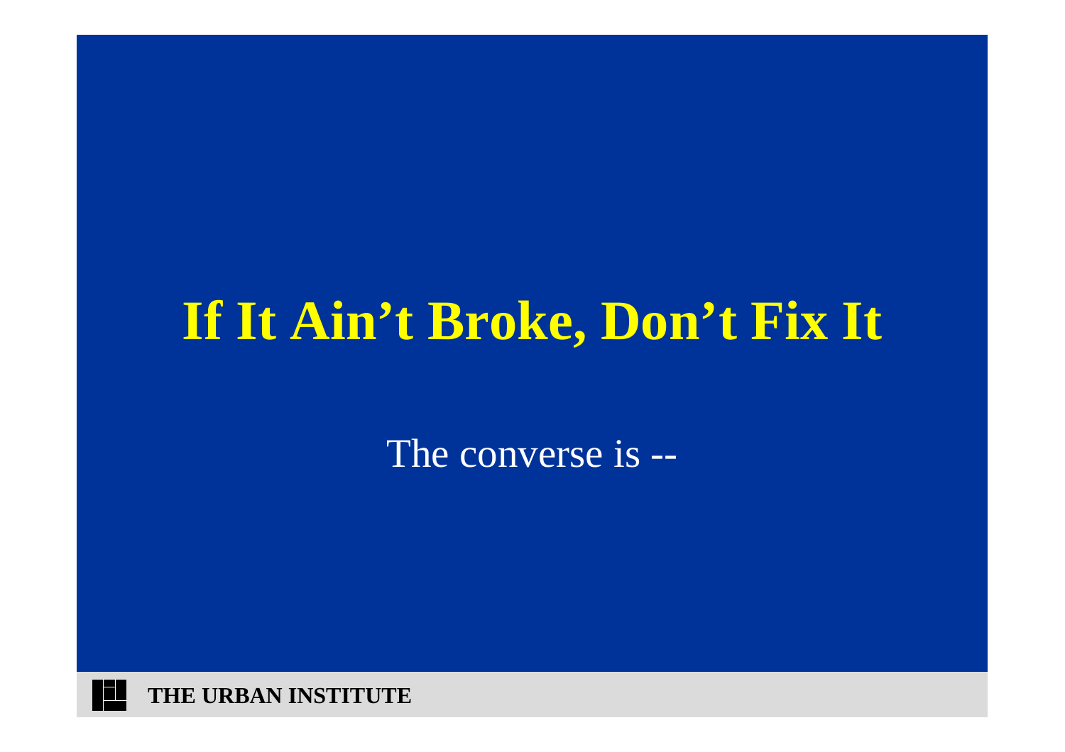# If It Ain't Broke, Don't Fix It

The converse is --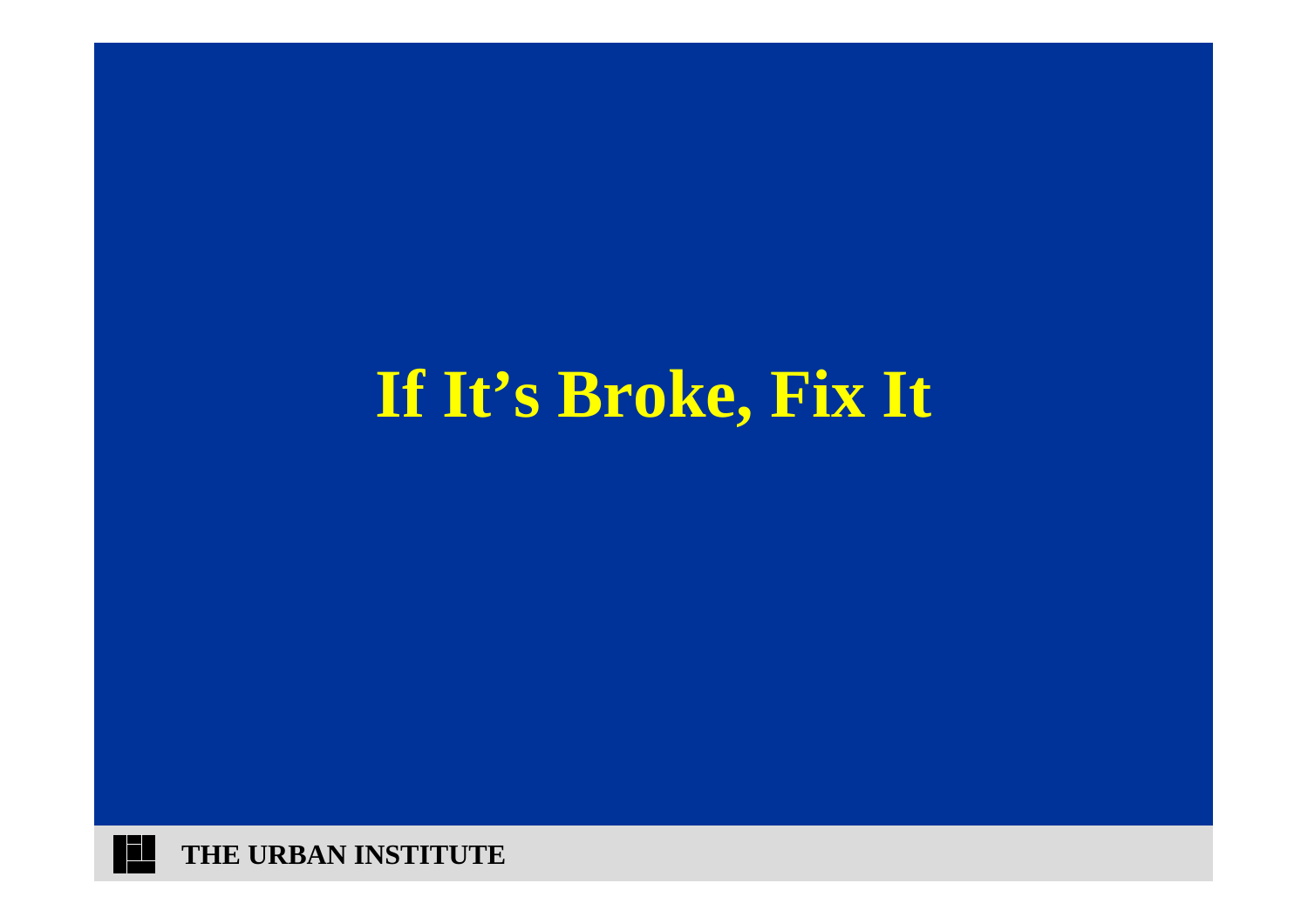# If It's Broke, Fix It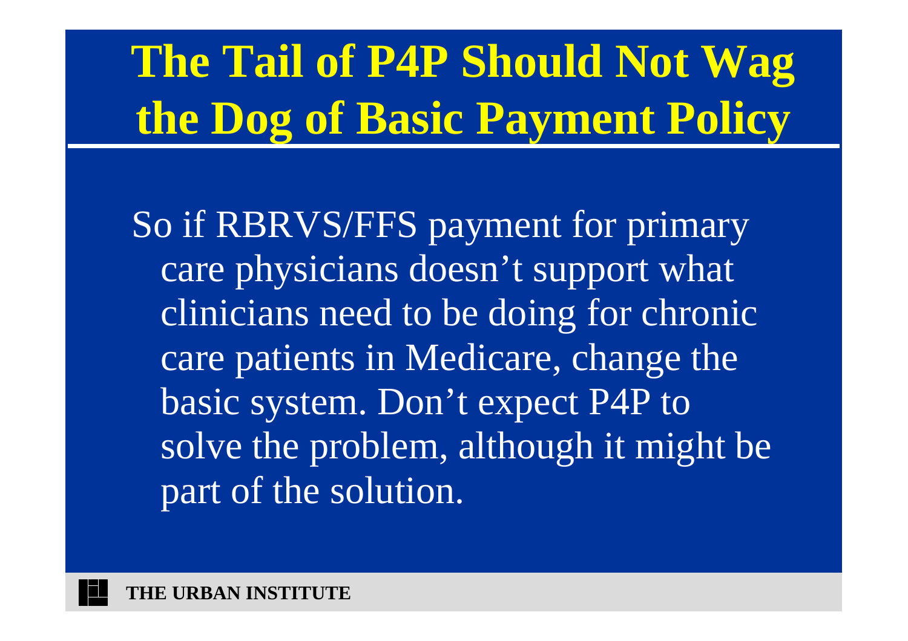# The Tail of P4P Should Not Wag the Dog of Basic Payment Policy

So if RBRVS/FFS payment for primary care physicians doesn't support what clinicians need to be doing for chronic care patients in Medicare, change the basic system. Don't expect P4P to solve the problem, although it might be part of the solution.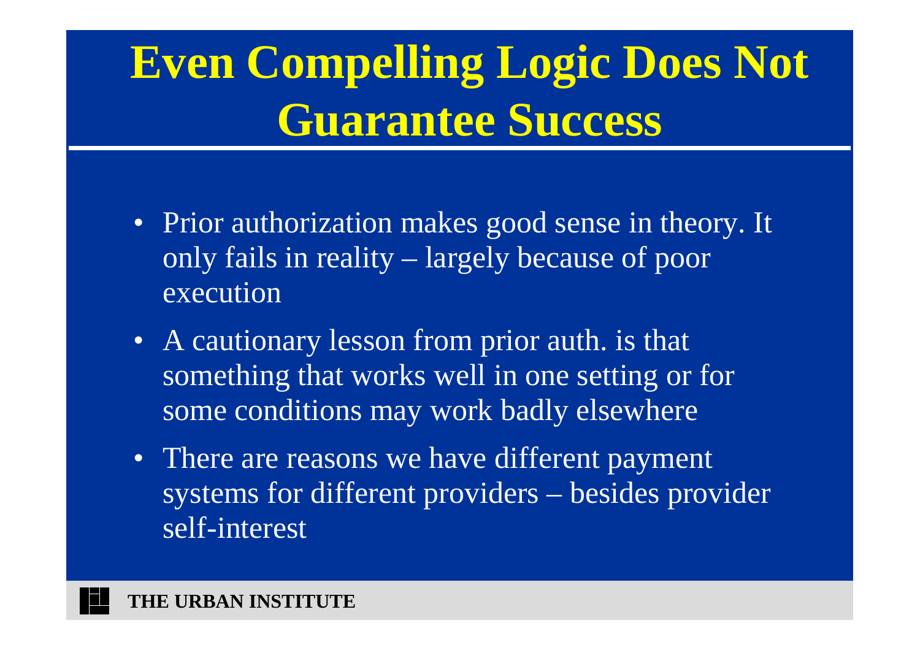# Even Compelling Logic Does Not Guarantee Success

- Prior authorization makes good sense in theory. It only fails in reality – largely because of poor execution
- A cautionary lesson from prior auth. is that something that works well in one setting or for some conditions may work badly elsewhere
- There are reasons we have different payment systems for different providers – besides provider self-interest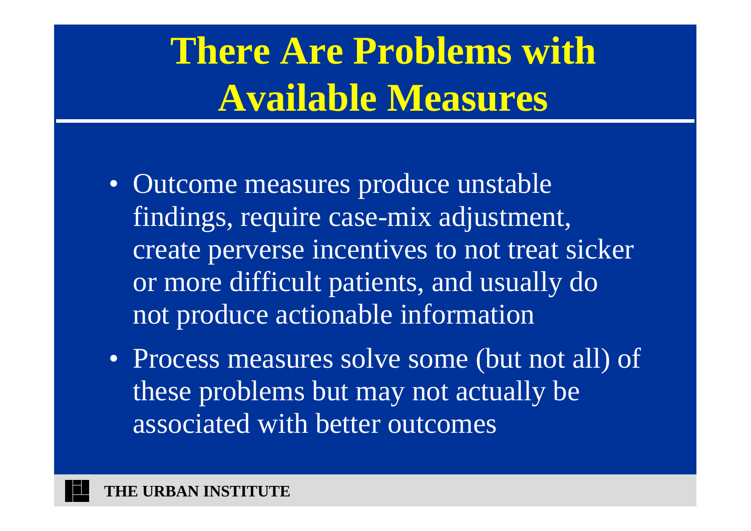# There Are Problems with Available Measures

- Outcome measures produce unstable findings, require case-mix adjustment, create perverse incentives to not treat sicker or more difficult patients, and usually do not produce actionable information
- Process measures solve some (but not all) of these problems but may not actually be associated with better outcomes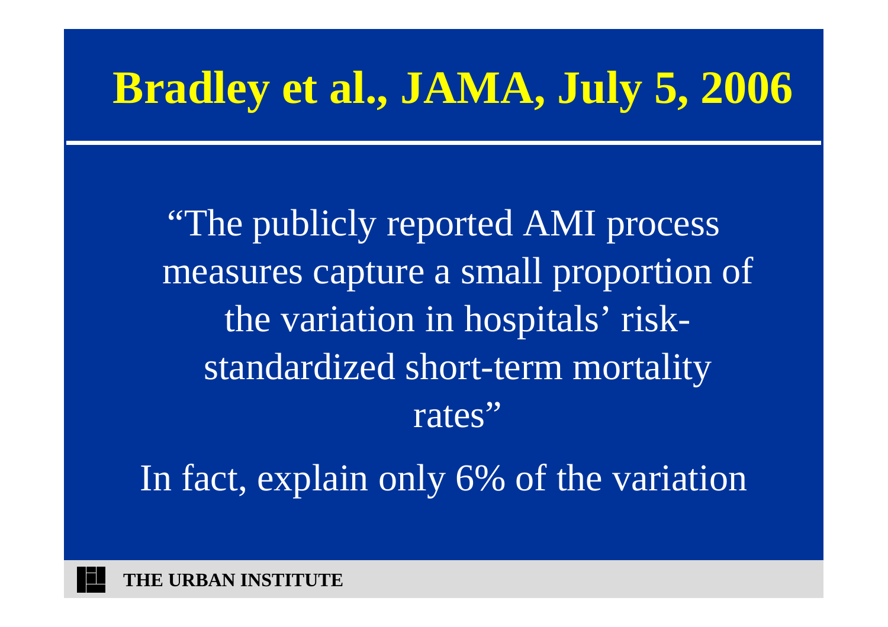# Bradley et al., JAMA, July 5, 2006

"The publicly reported AMI process measures capture a small proportion of the variation in hospitals' risk-standardized short-term mortality rates"

In fact, explain only 6% of the variation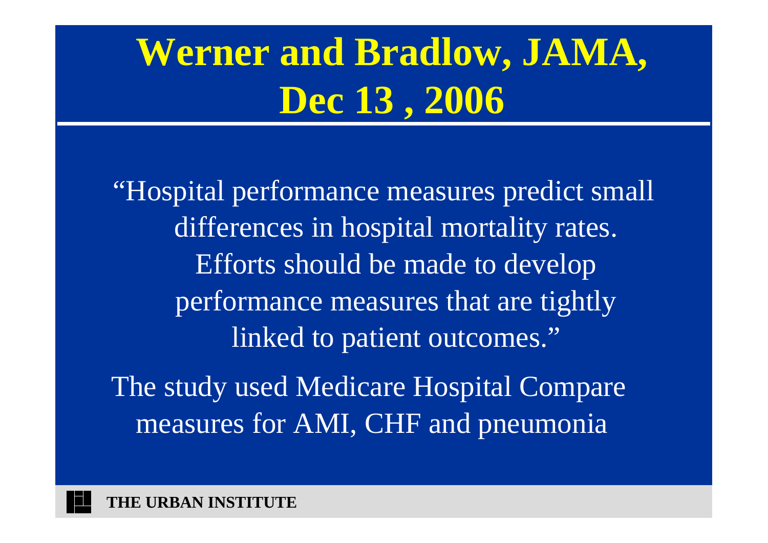# Werner and Bradlow, JAMA, Dec 13 , 2006

"Hospital performance measures predict small differences in hospital mortality rates. Efforts should be made to develop performance measures that are tightly linked to patient outcomes."

The study used Medicare Hospital Compare measures for AMI, CHF and pneumonia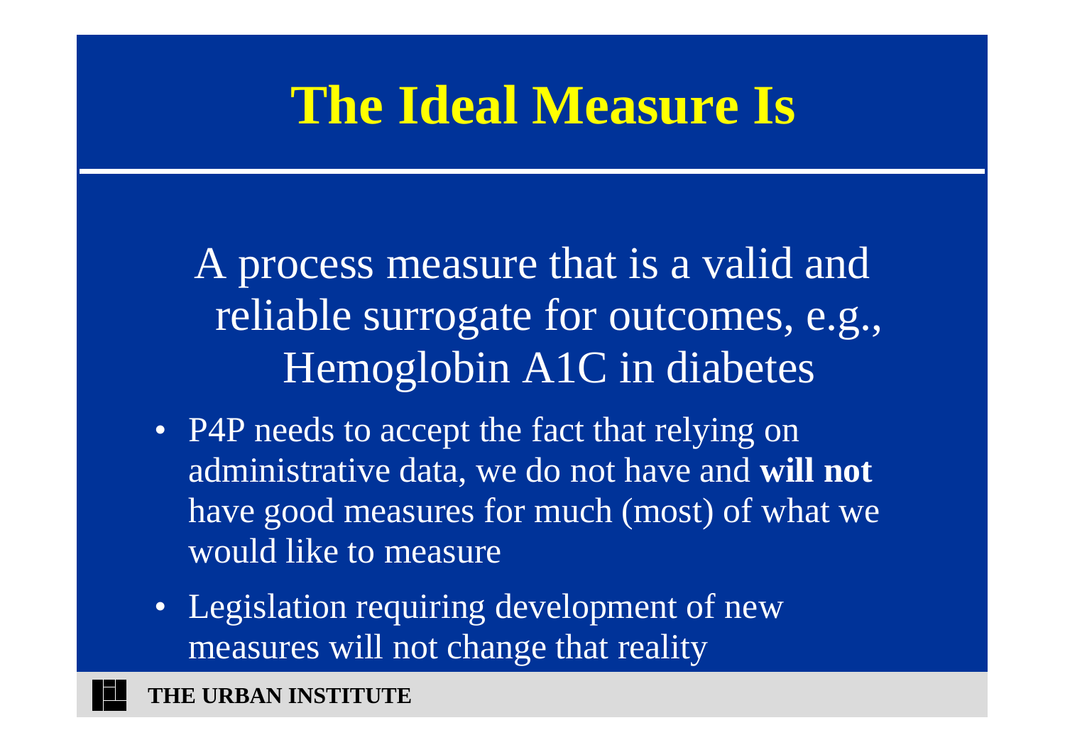# The Ideal Measure Is

A process measure that is a valid and reliable surrogate for outcomes, e.g., Hemoglobin A1C in diabetes

- P4P needs to accept the fact that relying on administrative data, we do not have and **will not** have good measures for much (most) of what we would like to measure
- Legislation requiring development of new measures will not change that reality

**THE URBAN INSTITUTE**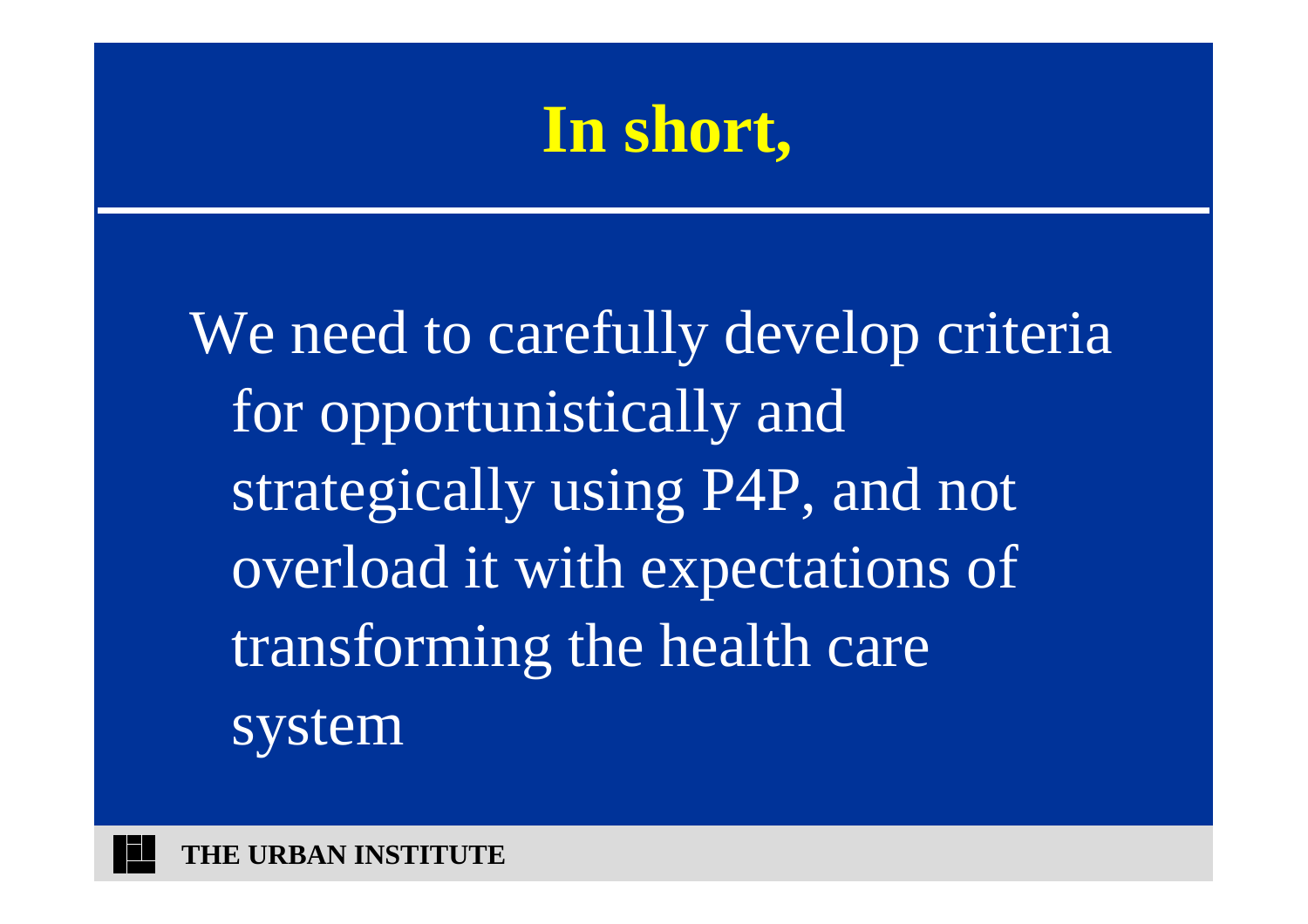# In short,

We need to carefully develop criteria for opportunistically and strategically using P4P, and not overload it with expectations of transforming the health care system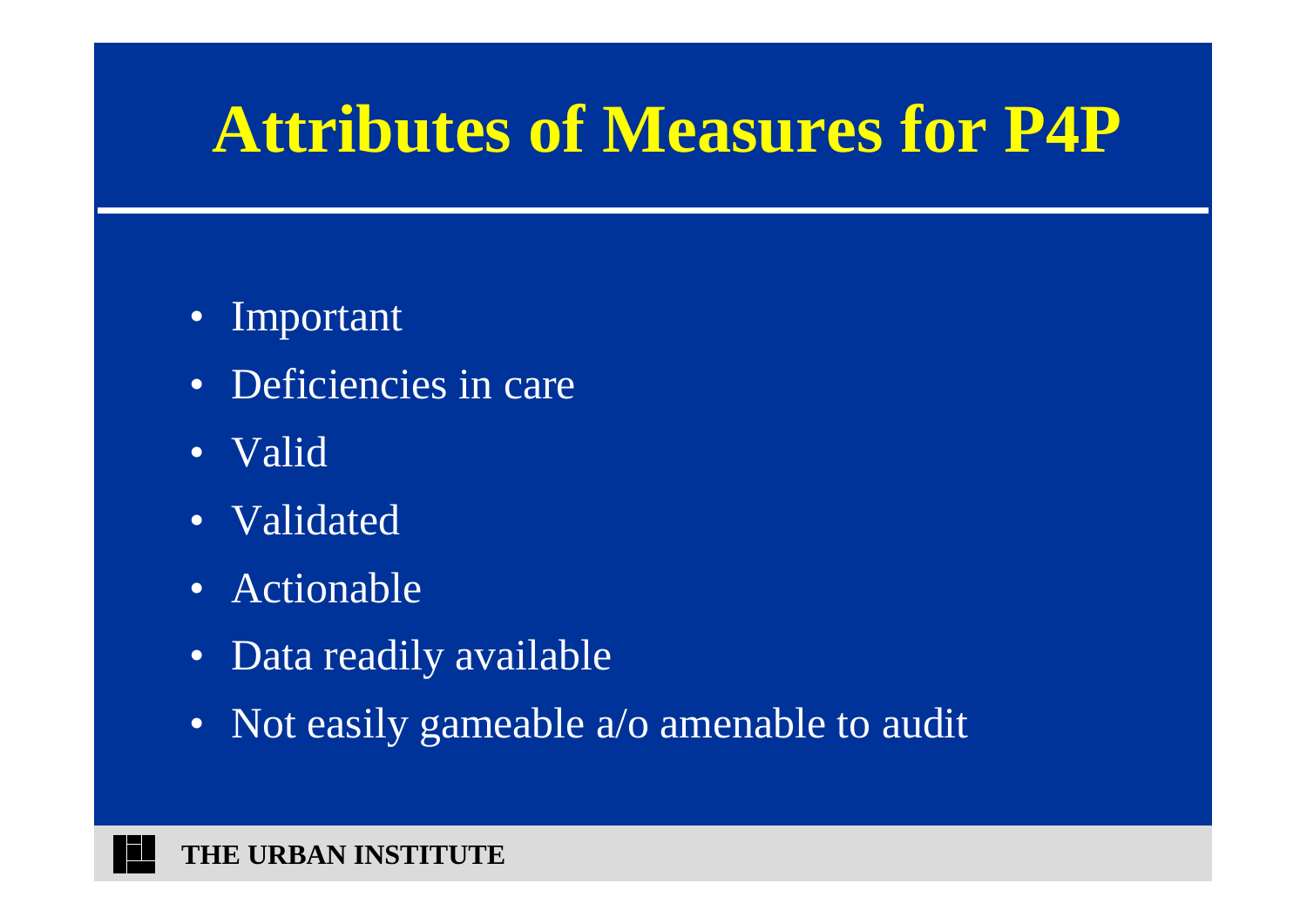# Attributes of Measures for P4P

- Important
- Deficiencies in care
- Valid
- Validated
- Actionable
- Data readily available
- Not easily gameable a/o amenable to audit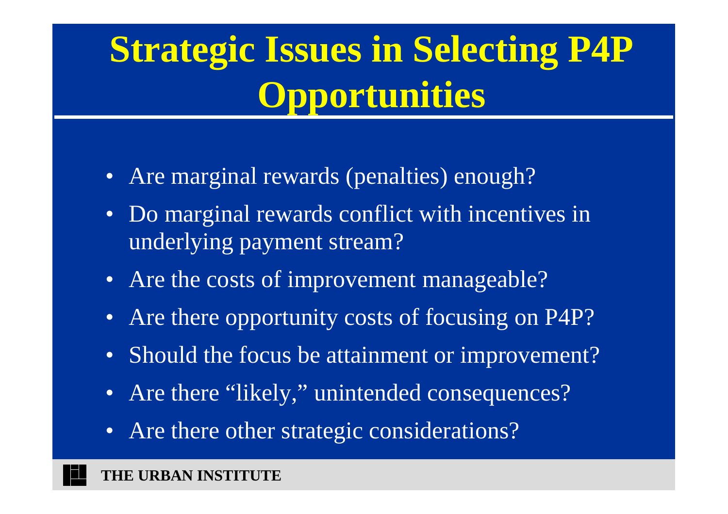# Strategic Issues in Selecting P4P Opportunities

- Are marginal rewards (penalties) enough?
- Do marginal rewards conflict with incentives in underlying payment stream?
- Are the costs of improvement manageable?
- Are there opportunity costs of focusing on P4P?
- Should the focus be attainment or improvement?
- Are there “likely,” unintended consequences?
- Are there other strategic considerations?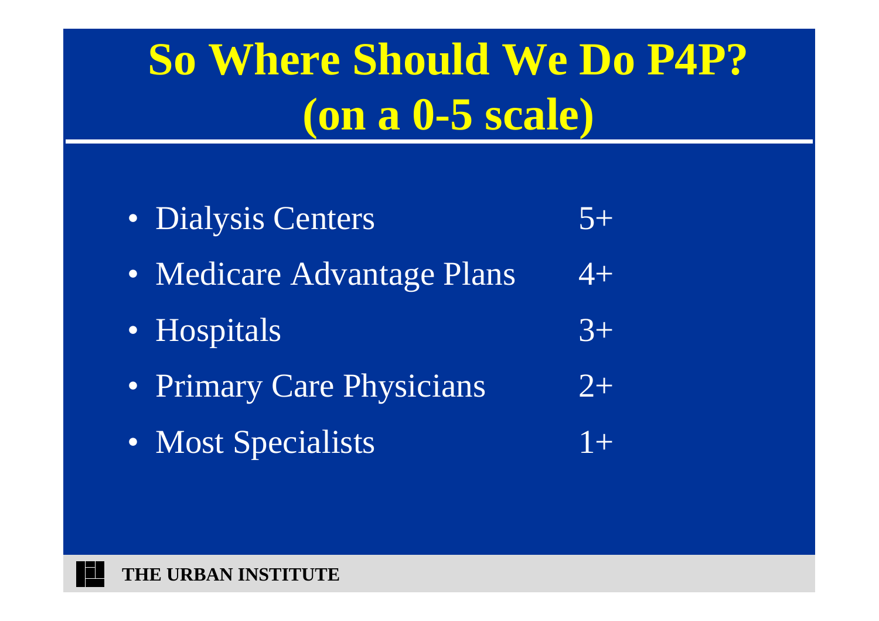# So Where Should We Do P4P? (on a 0-5 scale)

| | |
|---|---|
| Dialysis Centers | 5+ |
| Medicare Advantage Plans | 4+ |
| Hospitals | 3+ |
| Primary Care Physicians | 2+ |
| Most Specialists | 1+ |

THE URBAN INSTITUTE